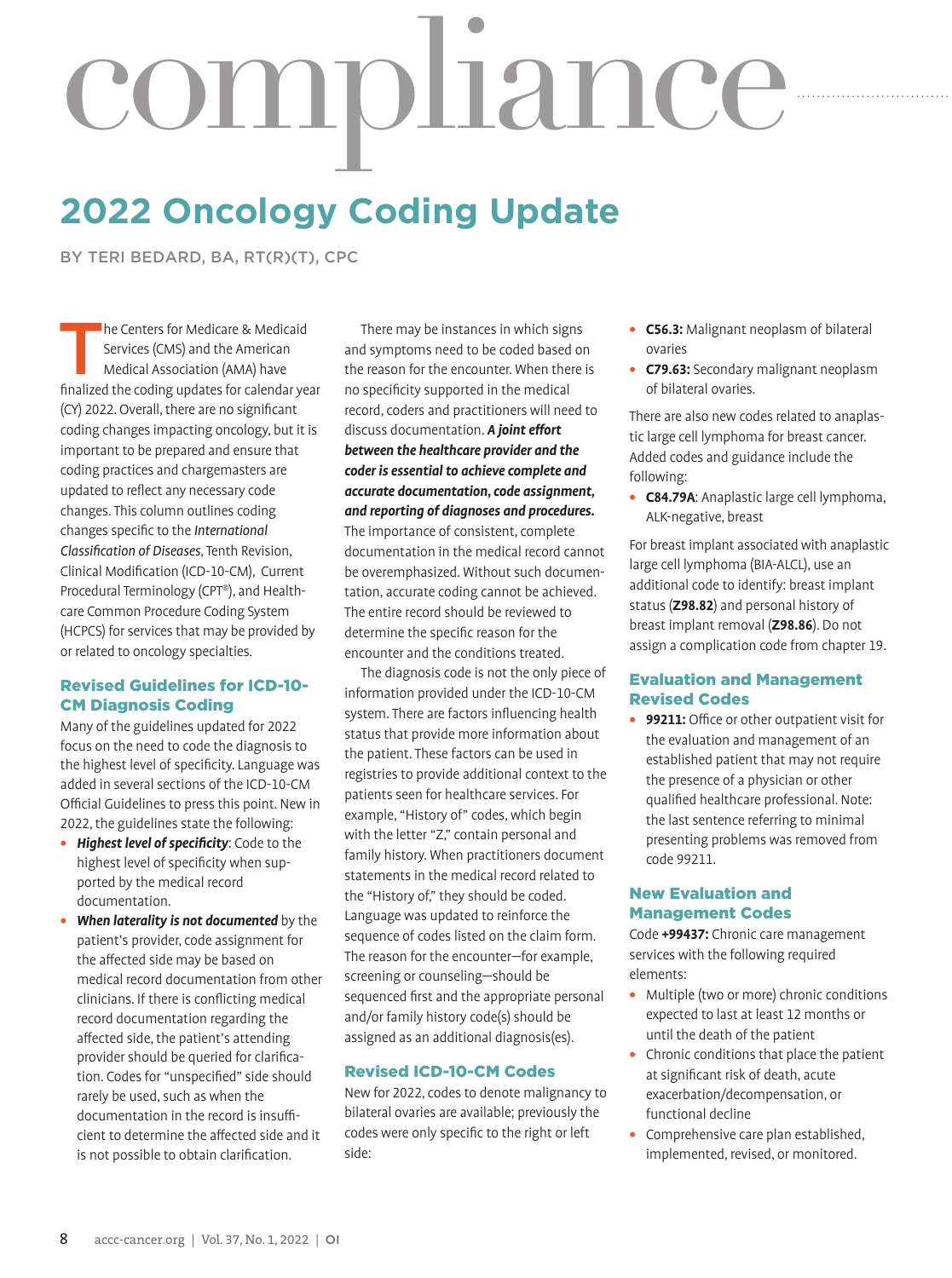# compliance

## 2022 Oncology Coding Update

BY TERI BEDARD, BA, RT(R)(T), CPC

The Centers for Medicare & Medicaid Services (CMS) and the American Medical Association (AMA) have finalized the coding updates for calendar year (CY) 2022. Overall, there are no significant coding changes impacting oncology, but it is important to be prepared and ensure that coding practices and chargemasters are updated to reflect any necessary code changes. This column outlines coding changes specific to the *International Classification of Diseases*, Tenth Revision, Clinical Modification (ICD-10-CM), Current Procedural Terminology (CPT®), and Healthcare Common Procedure Coding System (HCPCS) for services that may be provided by or related to oncology specialties.

### Revised Guidelines for ICD-10-CM Diagnosis Coding

Many of the guidelines updated for 2022 focus on the need to code the diagnosis to the highest level of specificity. Language was added in several sections of the ICD-10-CM Official Guidelines to press this point. New in 2022, the guidelines state the following:

- ***Highest level of specificity***: Code to the highest level of specificity when supported by the medical record documentation.
- ***When laterality is not documented*** by the patient's provider, code assignment for the affected side may be based on medical record documentation from other clinicians. If there is conflicting medical record documentation regarding the affected side, the patient's attending provider should be queried for clarification. Codes for "unspecified" side should rarely be used, such as when the documentation in the record is insufficient to determine the affected side and it is not possible to obtain clarification.

There may be instances in which signs and symptoms need to be coded based on the reason for the encounter. When there is no specificity supported in the medical record, coders and practitioners will need to discuss documentation. ***A joint effort between the healthcare provider and the coder is essential to achieve complete and accurate documentation, code assignment, and reporting of diagnoses and procedures.*** The importance of consistent, complete documentation in the medical record cannot be overemphasized. Without such documentation, accurate coding cannot be achieved. The entire record should be reviewed to determine the specific reason for the encounter and the conditions treated.

The diagnosis code is not the only piece of information provided under the ICD-10-CM system. There are factors influencing health status that provide more information about the patient. These factors can be used in registries to provide additional context to the patients seen for healthcare services. For example, "History of" codes, which begin with the letter "Z," contain personal and family history. When practitioners document statements in the medical record related to the "History of," they should be coded. Language was updated to reinforce the sequence of codes listed on the claim form. The reason for the encounter—for example, screening or counseling—should be sequenced first and the appropriate personal and/or family history code(s) should be assigned as an additional diagnosis(es).

### Revised ICD-10-CM Codes

New for 2022, codes to denote malignancy to bilateral ovaries are available; previously the codes were only specific to the right or left side:

- **C56.3:** Malignant neoplasm of bilateral ovaries
- **C79.63:** Secondary malignant neoplasm of bilateral ovaries.

There are also new codes related to anaplastic large cell lymphoma for breast cancer. Added codes and guidance include the following:

- **C84.79A**: Anaplastic large cell lymphoma, ALK-negative, breast

For breast implant associated with anaplastic large cell lymphoma (BIA-ALCL), use an additional code to identify: breast implant status (**Z98.82**) and personal history of breast implant removal (**Z98.86**). Do not assign a complication code from chapter 19.

### Evaluation and Management Revised Codes

- **99211:** Office or other outpatient visit for the evaluation and management of an established patient that may not require the presence of a physician or other qualified healthcare professional. Note: the last sentence referring to minimal presenting problems was removed from code 99211.

### New Evaluation and Management Codes

Code **+99437:** Chronic care management services with the following required elements:

- Multiple (two or more) chronic conditions expected to last at least 12 months or until the death of the patient
- Chronic conditions that place the patient at significant risk of death, acute exacerbation/decompensation, or functional decline
- Comprehensive care plan established, implemented, revised, or monitored.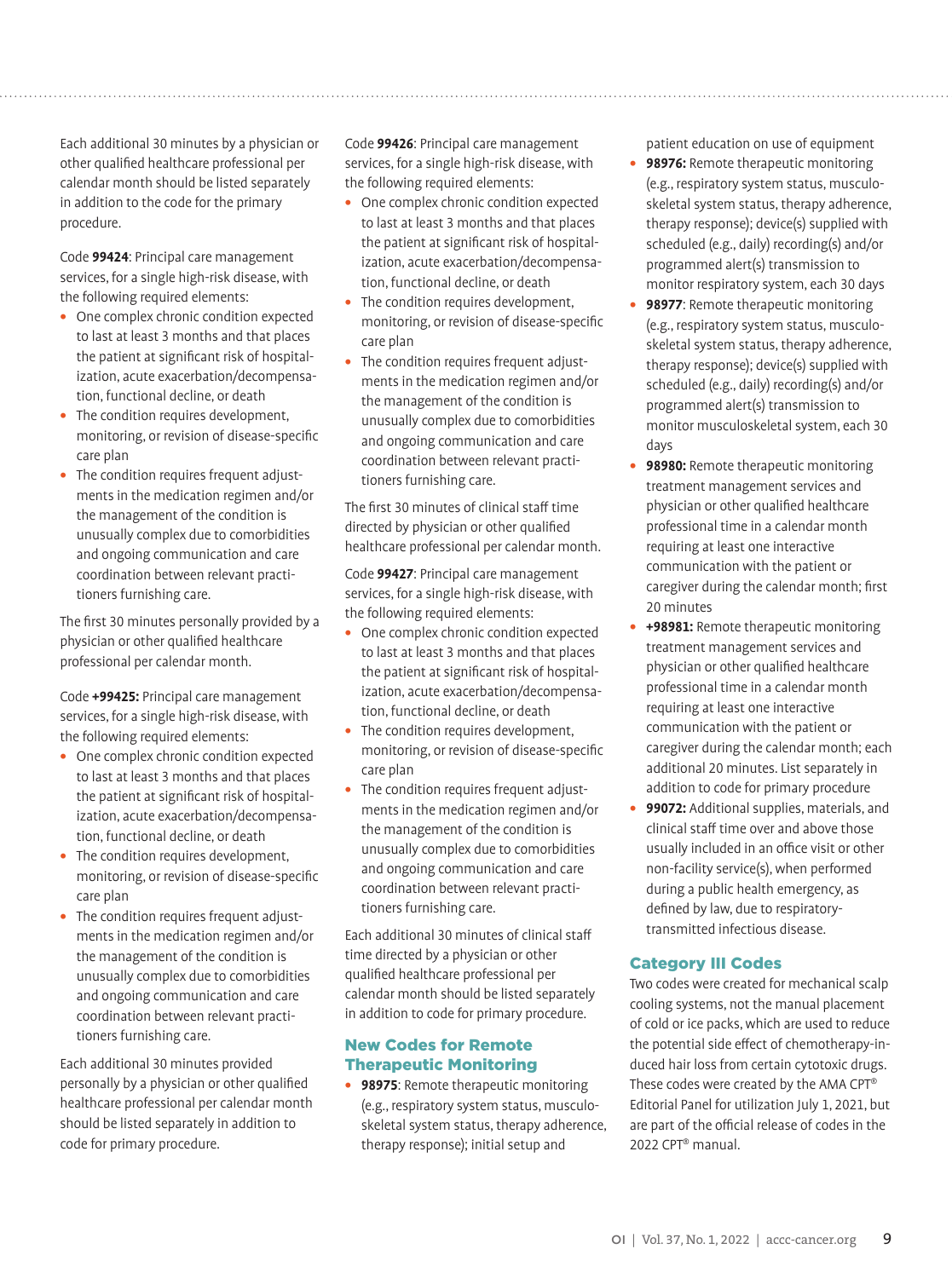Each additional 30 minutes by a physician or other qualified healthcare professional per calendar month should be listed separately in addition to the code for the primary procedure.

Code **99424**: Principal care management services, for a single high-risk disease, with the following required elements:

- One complex chronic condition expected to last at least 3 months and that places the patient at significant risk of hospitalization, acute exacerbation/decompensation, functional decline, or death
- The condition requires development, monitoring, or revision of disease-specific care plan
- The condition requires frequent adjustments in the medication regimen and/or the management of the condition is unusually complex due to comorbidities and ongoing communication and care coordination between relevant practitioners furnishing care.

The first 30 minutes personally provided by a physician or other qualified healthcare professional per calendar month.

Code **+99425:** Principal care management services, for a single high-risk disease, with the following required elements:

- One complex chronic condition expected to last at least 3 months and that places the patient at significant risk of hospitalization, acute exacerbation/decompensation, functional decline, or death
- The condition requires development, monitoring, or revision of disease-specific care plan
- The condition requires frequent adjustments in the medication regimen and/or the management of the condition is unusually complex due to comorbidities and ongoing communication and care coordination between relevant practitioners furnishing care.

Each additional 30 minutes provided personally by a physician or other qualified healthcare professional per calendar month should be listed separately in addition to code for primary procedure.

Code **99426**: Principal care management services, for a single high-risk disease, with the following required elements:

- One complex chronic condition expected to last at least 3 months and that places the patient at significant risk of hospitalization, acute exacerbation/decompensation, functional decline, or death
- The condition requires development, monitoring, or revision of disease-specific care plan
- The condition requires frequent adjustments in the medication regimen and/or the management of the condition is unusually complex due to comorbidities and ongoing communication and care coordination between relevant practitioners furnishing care.

The first 30 minutes of clinical staff time directed by physician or other qualified healthcare professional per calendar month.

Code **99427**: Principal care management services, for a single high-risk disease, with the following required elements:

- One complex chronic condition expected to last at least 3 months and that places the patient at significant risk of hospitalization, acute exacerbation/decompensation, functional decline, or death
- The condition requires development, monitoring, or revision of disease-specific care plan
- The condition requires frequent adjustments in the medication regimen and/or the management of the condition is unusually complex due to comorbidities and ongoing communication and care coordination between relevant practitioners furnishing care.

Each additional 30 minutes of clinical staff time directed by a physician or other qualified healthcare professional per calendar month should be listed separately in addition to code for primary procedure.

## New Codes for Remote Therapeutic Monitoring

- **98975**: Remote therapeutic monitoring (e.g., respiratory system status, musculoskeletal system status, therapy adherence, therapy response); initial setup and patient education on use of equipment
- **98976:** Remote therapeutic monitoring (e.g., respiratory system status, musculoskeletal system status, therapy adherence, therapy response); device(s) supplied with scheduled (e.g., daily) recording(s) and/or programmed alert(s) transmission to monitor respiratory system, each 30 days
- **98977**: Remote therapeutic monitoring (e.g., respiratory system status, musculoskeletal system status, therapy adherence, therapy response); device(s) supplied with scheduled (e.g., daily) recording(s) and/or programmed alert(s) transmission to monitor musculoskeletal system, each 30 days
- **98980:** Remote therapeutic monitoring treatment management services and physician or other qualified healthcare professional time in a calendar month requiring at least one interactive communication with the patient or caregiver during the calendar month; first 20 minutes
- **+98981:** Remote therapeutic monitoring treatment management services and physician or other qualified healthcare professional time in a calendar month requiring at least one interactive communication with the patient or caregiver during the calendar month; each additional 20 minutes. List separately in addition to code for primary procedure
- **99072:** Additional supplies, materials, and clinical staff time over and above those usually included in an office visit or other non-facility service(s), when performed during a public health emergency, as defined by law, due to respiratory-transmitted infectious disease.

## Category III Codes

Two codes were created for mechanical scalp cooling systems, not the manual placement of cold or ice packs, which are used to reduce the potential side effect of chemotherapy-induced hair loss from certain cytotoxic drugs. These codes were created by the AMA CPT® Editorial Panel for utilization July 1, 2021, but are part of the official release of codes in the 2022 CPT® manual.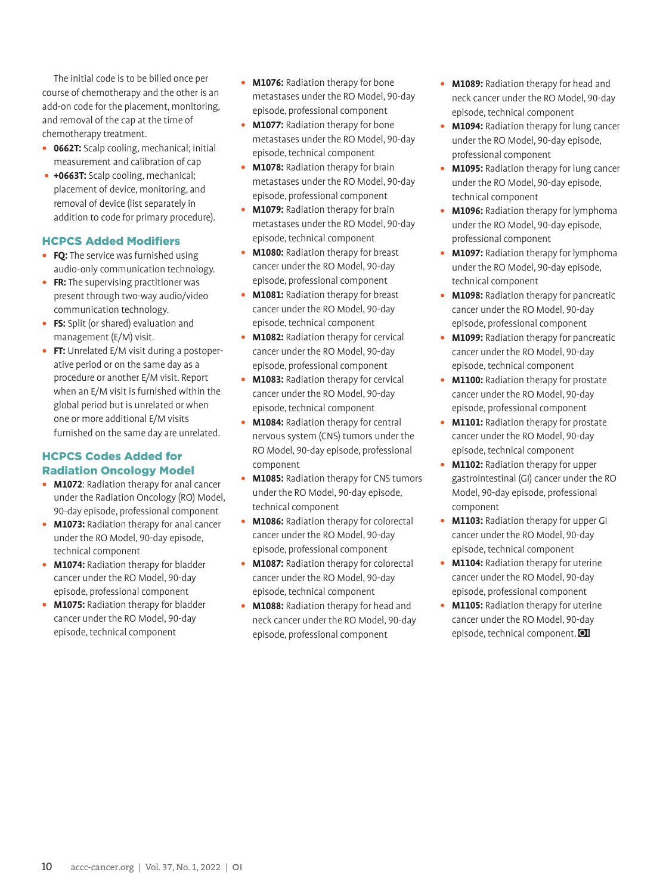The initial code is to be billed once per course of chemotherapy and the other is an add-on code for the placement, monitoring, and removal of the cap at the time of chemotherapy treatment.

- **0662T:** Scalp cooling, mechanical; initial measurement and calibration of cap
- **+0663T:** Scalp cooling, mechanical; placement of device, monitoring, and removal of device (list separately in addition to code for primary procedure).

## HCPCS Added Modifiers

- **FQ:** The service was furnished using audio-only communication technology.
- **FR:** The supervising practitioner was present through two-way audio/video communication technology.
- **FS:** Split (or shared) evaluation and management (E/M) visit.
- **FT:** Unrelated E/M visit during a postoperative period or on the same day as a procedure or another E/M visit. Report when an E/M visit is furnished within the global period but is unrelated or when one or more additional E/M visits furnished on the same day are unrelated.

## HCPCS Codes Added for Radiation Oncology Model

- **M1072**: Radiation therapy for anal cancer under the Radiation Oncology (RO) Model, 90-day episode, professional component
- **M1073:** Radiation therapy for anal cancer under the RO Model, 90-day episode, technical component
- **M1074:** Radiation therapy for bladder cancer under the RO Model, 90-day episode, professional component
- **M1075:** Radiation therapy for bladder cancer under the RO Model, 90-day episode, technical component
- **M1076:** Radiation therapy for bone metastases under the RO Model, 90-day episode, professional component
- **M1077:** Radiation therapy for bone metastases under the RO Model, 90-day episode, technical component
- **M1078:** Radiation therapy for brain metastases under the RO Model, 90-day episode, professional component
- **M1079:** Radiation therapy for brain metastases under the RO Model, 90-day episode, technical component
- **M1080:** Radiation therapy for breast cancer under the RO Model, 90-day episode, professional component
- **M1081:** Radiation therapy for breast cancer under the RO Model, 90-day episode, technical component
- **M1082:** Radiation therapy for cervical cancer under the RO Model, 90-day episode, professional component
- **M1083:** Radiation therapy for cervical cancer under the RO Model, 90-day episode, technical component
- **M1084:** Radiation therapy for central nervous system (CNS) tumors under the RO Model, 90-day episode, professional component
- **M1085:** Radiation therapy for CNS tumors under the RO Model, 90-day episode, technical component
- **M1086:** Radiation therapy for colorectal cancer under the RO Model, 90-day episode, professional component
- **M1087:** Radiation therapy for colorectal cancer under the RO Model, 90-day episode, technical component
- **M1088:** Radiation therapy for head and neck cancer under the RO Model, 90-day episode, professional component
- **M1089:** Radiation therapy for head and neck cancer under the RO Model, 90-day episode, technical component
- **M1094:** Radiation therapy for lung cancer under the RO Model, 90-day episode, professional component
- **M1095:** Radiation therapy for lung cancer under the RO Model, 90-day episode, technical component
- **M1096:** Radiation therapy for lymphoma under the RO Model, 90-day episode, professional component
- **M1097:** Radiation therapy for lymphoma under the RO Model, 90-day episode, technical component
- **M1098:** Radiation therapy for pancreatic cancer under the RO Model, 90-day episode, professional component
- **M1099:** Radiation therapy for pancreatic cancer under the RO Model, 90-day episode, technical component
- **M1100:** Radiation therapy for prostate cancer under the RO Model, 90-day episode, professional component
- **M1101:** Radiation therapy for prostate cancer under the RO Model, 90-day episode, technical component
- **M1102:** Radiation therapy for upper gastrointestinal (GI) cancer under the RO Model, 90-day episode, professional component
- **M1103:** Radiation therapy for upper GI cancer under the RO Model, 90-day episode, technical component
- **M1104:** Radiation therapy for uterine cancer under the RO Model, 90-day episode, professional component
- **M1105:** Radiation therapy for uterine cancer under the RO Model, 90-day episode, technical component.